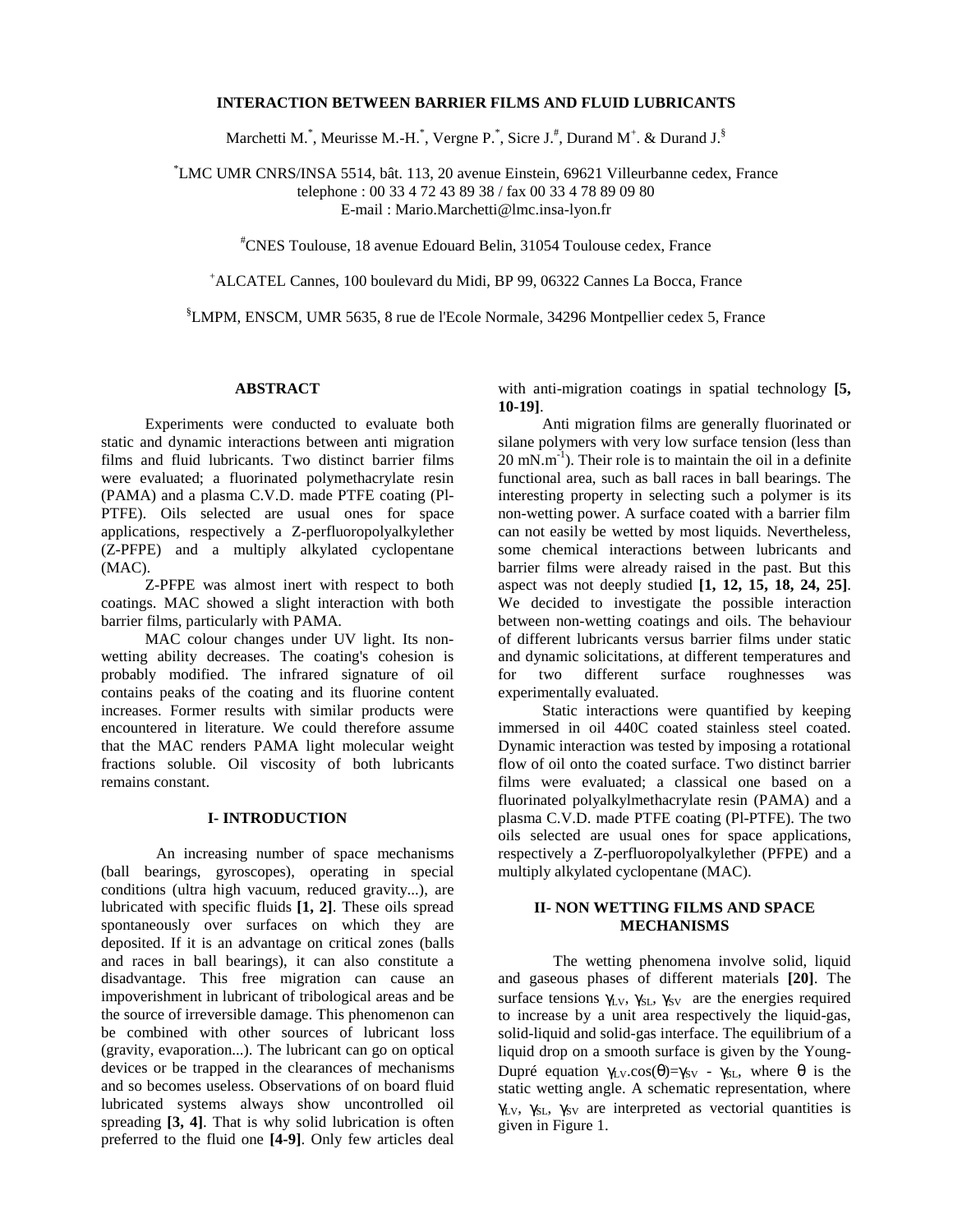# INTERACTION BETWEEN BARRIER FILMS AND FLUID LUBRICANTS

Marchetti M.*, Meurisse M.-H.*, Vergne P.*, Sicre J.#, Durand M+. & Durand J.§

*LMC UMR CNRS/INSA 5514, bât. 113, 20 avenue Einstein, 69621 Villeurbanne cedex, France
telephone : 00 33 4 72 43 89 38 / fax 00 33 4 78 89 09 80
E-mail : Mario.Marchetti@lmc.insa-lyon.fr

#CNES Toulouse, 18 avenue Edouard Belin, 31054 Toulouse cedex, France

+ALCATEL Cannes, 100 boulevard du Midi, BP 99, 06322 Cannes La Bocca, France

§LMPM, ENSCM, UMR 5635, 8 rue de l'Ecole Normale, 34296 Montpellier cedex 5, France

## ABSTRACT

Experiments were conducted to evaluate both static and dynamic interactions between anti migration films and fluid lubricants. Two distinct barrier films were evaluated; a fluorinated polymethacrylate resin (PAMA) and a plasma C.V.D. made PTFE coating (Pl-PTFE). Oils selected are usual ones for space applications, respectively a Z-perfluoropolyalkylether (Z-PFPE) and a multiply alkylated cyclopentane (MAC).

Z-PFPE was almost inert with respect to both coatings. MAC showed a slight interaction with both barrier films, particularly with PAMA.

MAC colour changes under UV light. Its non-wetting ability decreases. The coating's cohesion is probably modified. The infrared signature of oil contains peaks of the coating and its fluorine content increases. Former results with similar products were encountered in literature. We could therefore assume that the MAC renders PAMA light molecular weight fractions soluble. Oil viscosity of both lubricants remains constant.

## I- INTRODUCTION

An increasing number of space mechanisms (ball bearings, gyroscopes), operating in special conditions (ultra high vacuum, reduced gravity...), are lubricated with specific fluids **[1, 2]**. These oils spread spontaneously over surfaces on which they are deposited. If it is an advantage on critical zones (balls and races in ball bearings), it can also constitute a disadvantage. This free migration can cause an impoverishment in lubricant of tribological areas and be the source of irreversible damage. This phenomenon can be combined with other sources of lubricant loss (gravity, evaporation...). The lubricant can go on optical devices or be trapped in the clearances of mechanisms and so becomes useless. Observations of on board fluid lubricated systems always show uncontrolled oil spreading **[3, 4]**. That is why solid lubrication is often preferred to the fluid one **[4-9]**. Only few articles deal with anti-migration coatings in spatial technology **[5, 10-19]**.

Anti migration films are generally fluorinated or silane polymers with very low surface tension (less than 20 $mN.m^{-1}$). Their role is to maintain the oil in a definite functional area, such as ball races in ball bearings. The interesting property in selecting such a polymer is its non-wetting power. A surface coated with a barrier film can not easily be wetted by most liquids. Nevertheless, some chemical interactions between lubricants and barrier films were already raised in the past. But this aspect was not deeply studied **[1, 12, 15, 18, 24, 25]**. We decided to investigate the possible interaction between non-wetting coatings and oils. The behaviour of different lubricants versus barrier films under static and dynamic solicitations, at different temperatures and for two different surface roughnesses was experimentally evaluated.

Static interactions were quantified by keeping immersed in oil 440C coated stainless steel coated. Dynamic interaction was tested by imposing a rotational flow of oil onto the coated surface. Two distinct barrier films were evaluated; a classical one based on a fluorinated polyalkylmethacrylate resin (PAMA) and a plasma C.V.D. made PTFE coating (Pl-PTFE). The two oils selected are usual ones for space applications, respectively a Z-perfluoropolyalkylether (PFPE) and a multiply alkylated cyclopentane (MAC).

## II- NON WETTING FILMS AND SPACE MECHANISMS

The wetting phenomena involve solid, liquid and gaseous phases of different materials **[20]**. The surface tensions $\gamma_{LV}$, $\gamma_{SL}$, $\gamma_{SV}$ are the energies required to increase by a unit area respectively the liquid-gas, solid-liquid and solid-gas interface. The equilibrium of a liquid drop on a smooth surface is given by the Young-Dupré equation $\gamma_{LV}.\cos(\theta)=\gamma_{SV} - \gamma_{SL}$, where $\theta$ is the static wetting angle. A schematic representation, where $\gamma_{LV}$, $\gamma_{SL}$, $\gamma_{SV}$ are interpreted as vectorial quantities is given in Figure 1.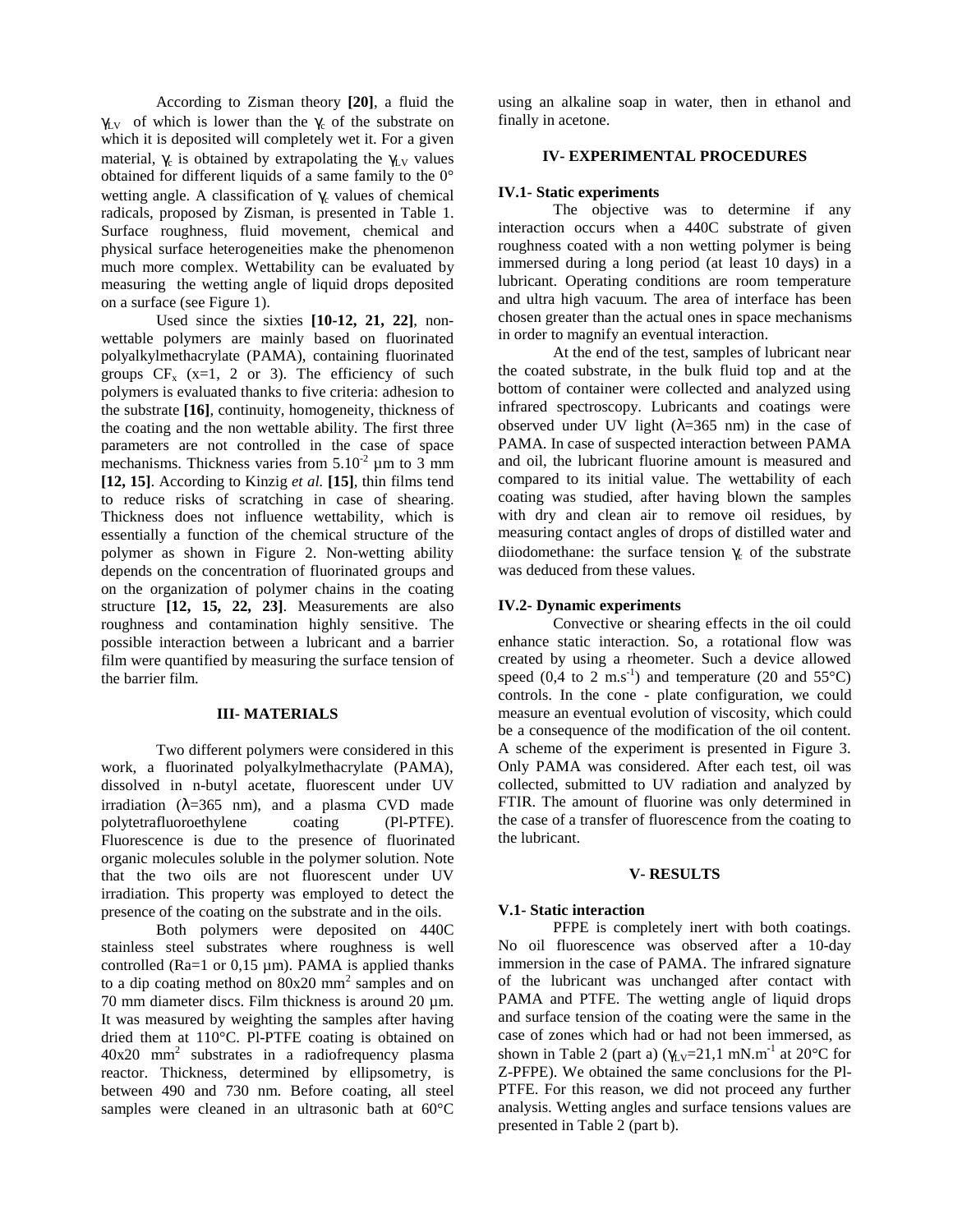According to Zisman theory **[20]**, a fluid the $\gamma_{LV}$ of which is lower than the $\gamma_c$ of the substrate on which it is deposited will completely wet it. For a given material, $\gamma_c$ is obtained by extrapolating the $\gamma_{LV}$ values obtained for different liquids of a same family to the 0° wetting angle. A classification of $\gamma_c$ values of chemical radicals, proposed by Zisman, is presented in Table 1. Surface roughness, fluid movement, chemical and physical surface heterogeneities make the phenomenon much more complex. Wettability can be evaluated by measuring the wetting angle of liquid drops deposited on a surface (see Figure 1).

Used since the sixties **[10-12, 21, 22]**, non-wettable polymers are mainly based on fluorinated polyalkylmethacrylate (PAMA), containing fluorinated groups $CF_x$ (x=1, 2 or 3). The efficiency of such polymers is evaluated thanks to five criteria: adhesion to the substrate **[16]**, continuity, homogeneity, thickness of the coating and the non wettable ability. The first three parameters are not controlled in the case of space mechanisms. Thickness varies from $5.10^{-2}$ µm to 3 mm **[12, 15]**. According to Kinzig *et al.* **[15]**, thin films tend to reduce risks of scratching in case of shearing. Thickness does not influence wettability, which is essentially a function of the chemical structure of the polymer as shown in Figure 2. Non-wetting ability depends on the concentration of fluorinated groups and on the organization of polymer chains in the coating structure **[12, 15, 22, 23]**. Measurements are also roughness and contamination highly sensitive. The possible interaction between a lubricant and a barrier film were quantified by measuring the surface tension of the barrier film.

## III- MATERIALS

Two different polymers were considered in this work, a fluorinated polyalkylmethacrylate (PAMA), dissolved in n-butyl acetate, fluorescent under UV irradiation ($\lambda$=365 nm), and a plasma CVD made polytetrafluoroethylene coating (Pl-PTFE). Fluorescence is due to the presence of fluorinated organic molecules soluble in the polymer solution. Note that the two oils are not fluorescent under UV irradiation. This property was employed to detect the presence of the coating on the substrate and in the oils.

Both polymers were deposited on 440C stainless steel substrates where roughness is well controlled (Ra=1 or 0,15 µm). PAMA is applied thanks to a dip coating method on 80x20 $mm^2$ samples and on 70 mm diameter discs. Film thickness is around 20 µm. It was measured by weighting the samples after having dried them at 110°C. Pl-PTFE coating is obtained on 40x20 $mm^2$ substrates in a radiofrequency plasma reactor. Thickness, determined by ellipsometry, is between 490 and 730 nm. Before coating, all steel samples were cleaned in an ultrasonic bath at 60°C using an alkaline soap in water, then in ethanol and finally in acetone.

## IV- EXPERIMENTAL PROCEDURES

### IV.1- Static experiments

The objective was to determine if any interaction occurs when a 440C substrate of given roughness coated with a non wetting polymer is being immersed during a long period (at least 10 days) in a lubricant. Operating conditions are room temperature and ultra high vacuum. The area of interface has been chosen greater than the actual ones in space mechanisms in order to magnify an eventual interaction.

At the end of the test, samples of lubricant near the coated substrate, in the bulk fluid top and at the bottom of container were collected and analyzed using infrared spectroscopy. Lubricants and coatings were observed under UV light ($\lambda$=365 nm) in the case of PAMA. In case of suspected interaction between PAMA and oil, the lubricant fluorine amount is measured and compared to its initial value. The wettability of each coating was studied, after having blown the samples with dry and clean air to remove oil residues, by measuring contact angles of drops of distilled water and diiodomethane: the surface tension $\gamma_c$ of the substrate was deduced from these values.

### IV.2- Dynamic experiments

Convective or shearing effects in the oil could enhance static interaction. So, a rotational flow was created by using a rheometer. Such a device allowed speed (0,4 to 2 $m.s^{-1}$) and temperature (20 and 55°C) controls. In the cone - plate configuration, we could measure an eventual evolution of viscosity, which could be a consequence of the modification of the oil content. A scheme of the experiment is presented in Figure 3. Only PAMA was considered. After each test, oil was collected, submitted to UV radiation and analyzed by FTIR. The amount of fluorine was only determined in the case of a transfer of fluorescence from the coating to the lubricant.

## V- RESULTS

### V.1- Static interaction

PFPE is completely inert with both coatings. No oil fluorescence was observed after a 10-day immersion in the case of PAMA. The infrared signature of the lubricant was unchanged after contact with PAMA and PTFE. The wetting angle of liquid drops and surface tension of the coating were the same in the case of zones which had or had not been immersed, as shown in Table 2 (part a) ($\gamma_{LV}$=21,1 $mN.m^{-1}$ at 20°C for Z-PFPE). We obtained the same conclusions for the Pl-PTFE. For this reason, we did not proceed any further analysis. Wetting angles and surface tensions values are presented in Table 2 (part b).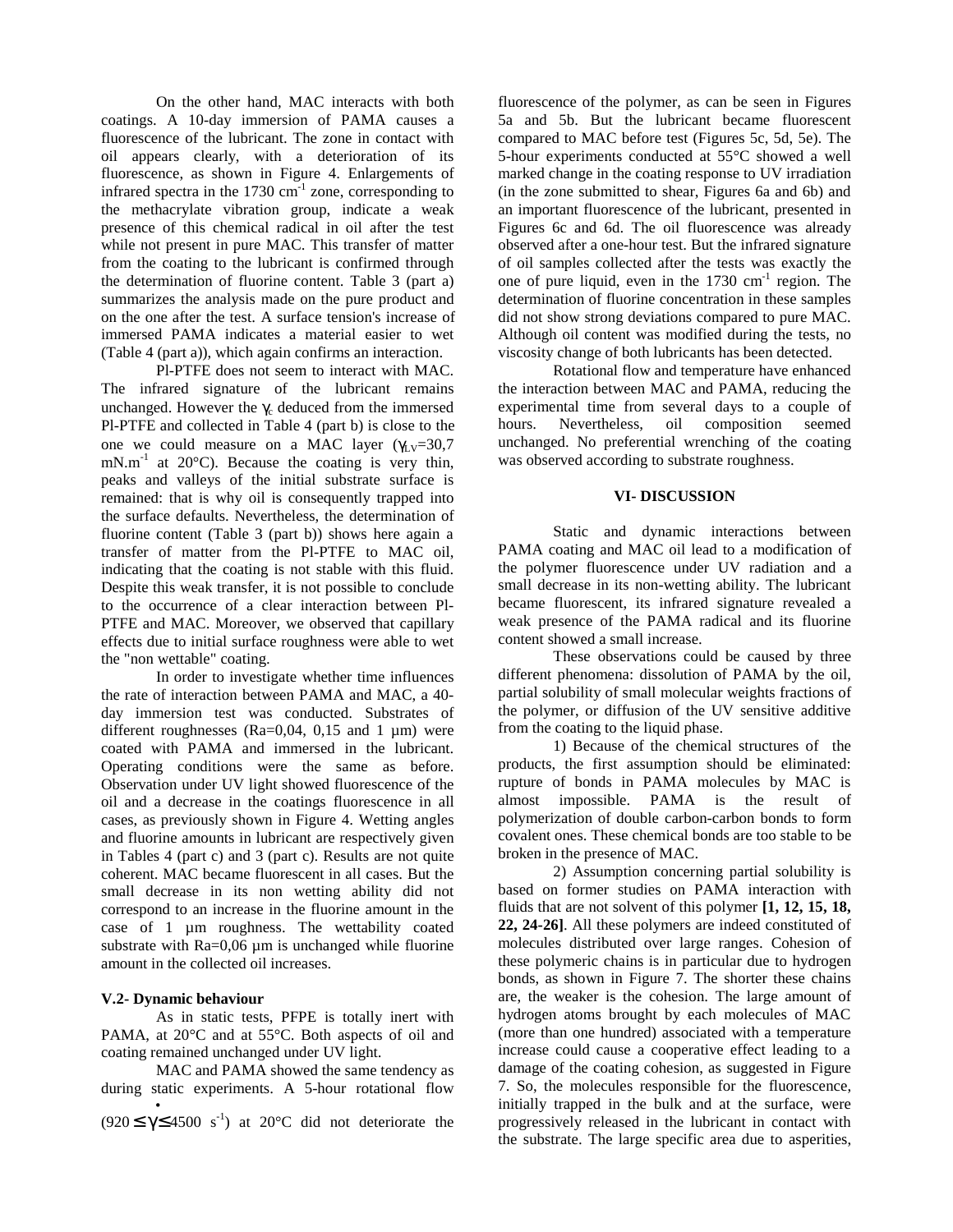On the other hand, MAC interacts with both coatings. A 10-day immersion of PAMA causes a fluorescence of the lubricant. The zone in contact with oil appears clearly, with a deterioration of its fluorescence, as shown in Figure 4. Enlargements of infrared spectra in the 1730 $cm^{-1}$ zone, corresponding to the methacrylate vibration group, indicate a weak presence of this chemical radical in oil after the test while not present in pure MAC. This transfer of matter from the coating to the lubricant is confirmed through the determination of fluorine content. Table 3 (part a) summarizes the analysis made on the pure product and on the one after the test. A surface tension's increase of immersed PAMA indicates a material easier to wet (Table 4 (part a)), which again confirms an interaction.

Pl-PTFE does not seem to interact with MAC. The infrared signature of the lubricant remains unchanged. However the $\gamma_c$ deduced from the immersed Pl-PTFE and collected in Table 4 (part b) is close to the one we could measure on a MAC layer ($\gamma_{LV}$=30,7 $mN.m^{-1}$ at 20°C). Because the coating is very thin, peaks and valleys of the initial substrate surface is remained: that is why oil is consequently trapped into the surface defaults. Nevertheless, the determination of fluorine content (Table 3 (part b)) shows here again a transfer of matter from the Pl-PTFE to MAC oil, indicating that the coating is not stable with this fluid. Despite this weak transfer, it is not possible to conclude to the occurrence of a clear interaction between Pl-PTFE and MAC. Moreover, we observed that capillary effects due to initial surface roughness were able to wet the "non wettable" coating.

In order to investigate whether time influences the rate of interaction between PAMA and MAC, a 40-day immersion test was conducted. Substrates of different roughnesses (Ra=0,04, 0,15 and 1 µm) were coated with PAMA and immersed in the lubricant. Operating conditions were the same as before. Observation under UV light showed fluorescence of the oil and a decrease in the coatings fluorescence in all cases, as previously shown in Figure 4. Wetting angles and fluorine amounts in lubricant are respectively given in Tables 4 (part c) and 3 (part c). Results are not quite coherent. MAC became fluorescent in all cases. But the small decrease in its non wetting ability did not correspond to an increase in the fluorine amount in the case of 1 µm roughness. The wettability coated substrate with Ra=0,06 µm is unchanged while fluorine amount in the collected oil increases.

### V.2- Dynamic behaviour

As in static tests, PFPE is totally inert with PAMA, at 20°C and at 55°C. Both aspects of oil and coating remained unchanged under UV light.

MAC and PAMA showed the same tendency as during static experiments. A 5-hour rotational flow ($920 \leq \dot{\gamma} \leq 4500$ $s^{-1}$) at 20°C did not deteriorate the fluorescence of the polymer, as can be seen in Figures 5a and 5b. But the lubricant became fluorescent compared to MAC before test (Figures 5c, 5d, 5e). The 5-hour experiments conducted at 55°C showed a well marked change in the coating response to UV irradiation (in the zone submitted to shear, Figures 6a and 6b) and an important fluorescence of the lubricant, presented in Figures 6c and 6d. The oil fluorescence was already observed after a one-hour test. But the infrared signature of oil samples collected after the tests was exactly the one of pure liquid, even in the 1730 $cm^{-1}$ region. The determination of fluorine concentration in these samples did not show strong deviations compared to pure MAC. Although oil content was modified during the tests, no viscosity change of both lubricants has been detected.

Rotational flow and temperature have enhanced the interaction between MAC and PAMA, reducing the experimental time from several days to a couple of hours. Nevertheless, oil composition seemed unchanged. No preferential wrenching of the coating was observed according to substrate roughness.

## VI- DISCUSSION

Static and dynamic interactions between PAMA coating and MAC oil lead to a modification of the polymer fluorescence under UV radiation and a small decrease in its non-wetting ability. The lubricant became fluorescent, its infrared signature revealed a weak presence of the PAMA radical and its fluorine content showed a small increase.

These observations could be caused by three different phenomena: dissolution of PAMA by the oil, partial solubility of small molecular weights fractions of the polymer, or diffusion of the UV sensitive additive from the coating to the liquid phase.

1) Because of the chemical structures of the products, the first assumption should be eliminated: rupture of bonds in PAMA molecules by MAC is almost impossible. PAMA is the result of polymerization of double carbon-carbon bonds to form covalent ones. These chemical bonds are too stable to be broken in the presence of MAC.

2) Assumption concerning partial solubility is based on former studies on PAMA interaction with fluids that are not solvent of this polymer **[1, 12, 15, 18, 22, 24-26]**. All these polymers are indeed constituted of molecules distributed over large ranges. Cohesion of these polymeric chains is in particular due to hydrogen bonds, as shown in Figure 7. The shorter these chains are, the weaker is the cohesion. The large amount of hydrogen atoms brought by each molecules of MAC (more than one hundred) associated with a temperature increase could cause a cooperative effect leading to a damage of the coating cohesion, as suggested in Figure 7. So, the molecules responsible for the fluorescence, initially trapped in the bulk and at the surface, were progressively released in the lubricant in contact with the substrate. The large specific area due to asperities,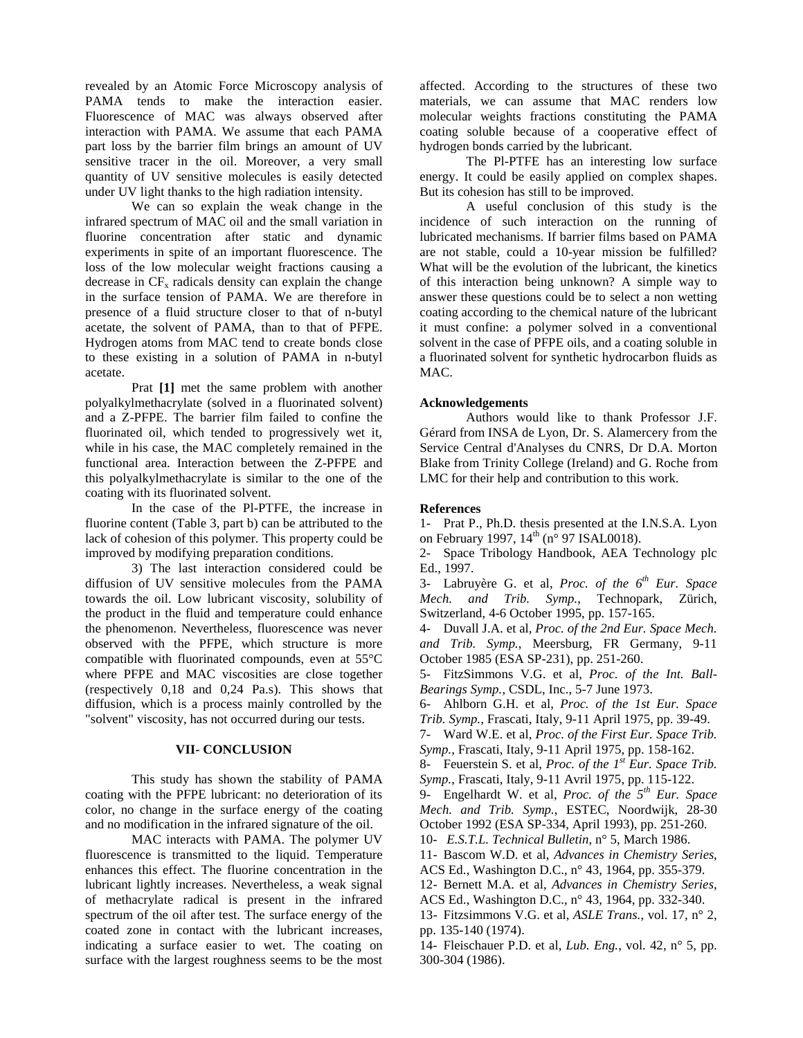revealed by an Atomic Force Microscopy analysis of PAMA tends to make the interaction easier. Fluorescence of MAC was always observed after interaction with PAMA. We assume that each PAMA part loss by the barrier film brings an amount of UV sensitive tracer in the oil. Moreover, a very small quantity of UV sensitive molecules is easily detected under UV light thanks to the high radiation intensity.

We can so explain the weak change in the infrared spectrum of MAC oil and the small variation in fluorine concentration after static and dynamic experiments in spite of an important fluorescence. The loss of the low molecular weight fractions causing a decrease in $CF_x$ radicals density can explain the change in the surface tension of PAMA. We are therefore in presence of a fluid structure closer to that of n-butyl acetate, the solvent of PAMA, than to that of PFPE. Hydrogen atoms from MAC tend to create bonds close to these existing in a solution of PAMA in n-butyl acetate.

Prat **[1]** met the same problem with another polyalkylmethacrylate (solved in a fluorinated solvent) and a Z-PFPE. The barrier film failed to confine the fluorinated oil, which tended to progressively wet it, while in his case, the MAC completely remained in the functional area. Interaction between the Z-PFPE and this polyalkylmethacrylate is similar to the one of the coating with its fluorinated solvent.

In the case of the Pl-PTFE, the increase in fluorine content (Table 3, part b) can be attributed to the lack of cohesion of this polymer. This property could be improved by modifying preparation conditions.

3) The last interaction considered could be diffusion of UV sensitive molecules from the PAMA towards the oil. Low lubricant viscosity, solubility of the product in the fluid and temperature could enhance the phenomenon. Nevertheless, fluorescence was never observed with the PFPE, which structure is more compatible with fluorinated compounds, even at 55°C where PFPE and MAC viscosities are close together (respectively 0,18 and 0,24 Pa.s). This shows that diffusion, which is a process mainly controlled by the "solvent" viscosity, has not occurred during our tests.

## VII- CONCLUSION

This study has shown the stability of PAMA coating with the PFPE lubricant: no deterioration of its color, no change in the surface energy of the coating and no modification in the infrared signature of the oil.

MAC interacts with PAMA. The polymer UV fluorescence is transmitted to the liquid. Temperature enhances this effect. The fluorine concentration in the lubricant lightly increases. Nevertheless, a weak signal of methacrylate radical is present in the infrared spectrum of the oil after test. The surface energy of the coated zone in contact with the lubricant increases, indicating a surface easier to wet. The coating on surface with the largest roughness seems to be the most affected. According to the structures of these two materials, we can assume that MAC renders low molecular weights fractions constituting the PAMA coating soluble because of a cooperative effect of hydrogen bonds carried by the lubricant.

The Pl-PTFE has an interesting low surface energy. It could be easily applied on complex shapes. But its cohesion has still to be improved.

A useful conclusion of this study is the incidence of such interaction on the running of lubricated mechanisms. If barrier films based on PAMA are not stable, could a 10-year mission be fulfilled? What will be the evolution of the lubricant, the kinetics of this interaction being unknown? A simple way to answer these questions could be to select a non wetting coating according to the chemical nature of the lubricant it must confine: a polymer solved in a conventional solvent in the case of PFPE oils, and a coating soluble in a fluorinated solvent for synthetic hydrocarbon fluids as MAC.

### Acknowledgements

Authors would like to thank Professor J.F. Gérard from INSA de Lyon, Dr. S. Alamercery from the Service Central d'Analyses du CNRS, Dr D.A. Morton Blake from Trinity College (Ireland) and G. Roche from LMC for their help and contribution to this work.

### References

1- Prat P., Ph.D. thesis presented at the I.N.S.A. Lyon on February 1997, 14th (n° 97 ISAL0018).

2- Space Tribology Handbook, AEA Technology plc Ed., 1997.

3- Labruyère G. et al, *Proc. of the 6th Eur. Space Mech. and Trib. Symp.*, Technopark, Zürich, Switzerland, 4-6 October 1995, pp. 157-165.

4- Duvall J.A. et al, *Proc. of the 2nd Eur. Space Mech. and Trib. Symp.*, Meersburg, FR Germany, 9-11 October 1985 (ESA SP-231), pp. 251-260.

5- FitzSimmons V.G. et al, *Proc. of the Int. Ball-Bearings Symp.*, CSDL, Inc., 5-7 June 1973.

6- Ahlborn G.H. et al, *Proc. of the 1st Eur. Space Trib. Symp.*, Frascati, Italy, 9-11 April 1975, pp. 39-49.

7- Ward W.E. et al, *Proc. of the First Eur. Space Trib. Symp.*, Frascati, Italy, 9-11 April 1975, pp. 158-162.

8- Feuerstein S. et al, *Proc. of the 1st Eur. Space Trib. Symp.*, Frascati, Italy, 9-11 Avril 1975, pp. 115-122.

9- Engelhardt W. et al, *Proc. of the 5th Eur. Space Mech. and Trib. Symp.*, ESTEC, Noordwijk, 28-30 October 1992 (ESA SP-334, April 1993), pp. 251-260.

10- *E.S.T.L. Technical Bulletin*, n° 5, March 1986.

11- Bascom W.D. et al, *Advances in Chemistry Series*, ACS Ed., Washington D.C., n° 43, 1964, pp. 355-379.

12- Bernett M.A. et al, *Advances in Chemistry Series*, ACS Ed., Washington D.C., n° 43, 1964, pp. 332-340.

13- Fitzsimmons V.G. et al, *ASLE Trans.*, vol. 17, n° 2, pp. 135-140 (1974).

14- Fleischauer P.D. et al, *Lub. Eng.*, vol. 42, n° 5, pp. 300-304 (1986).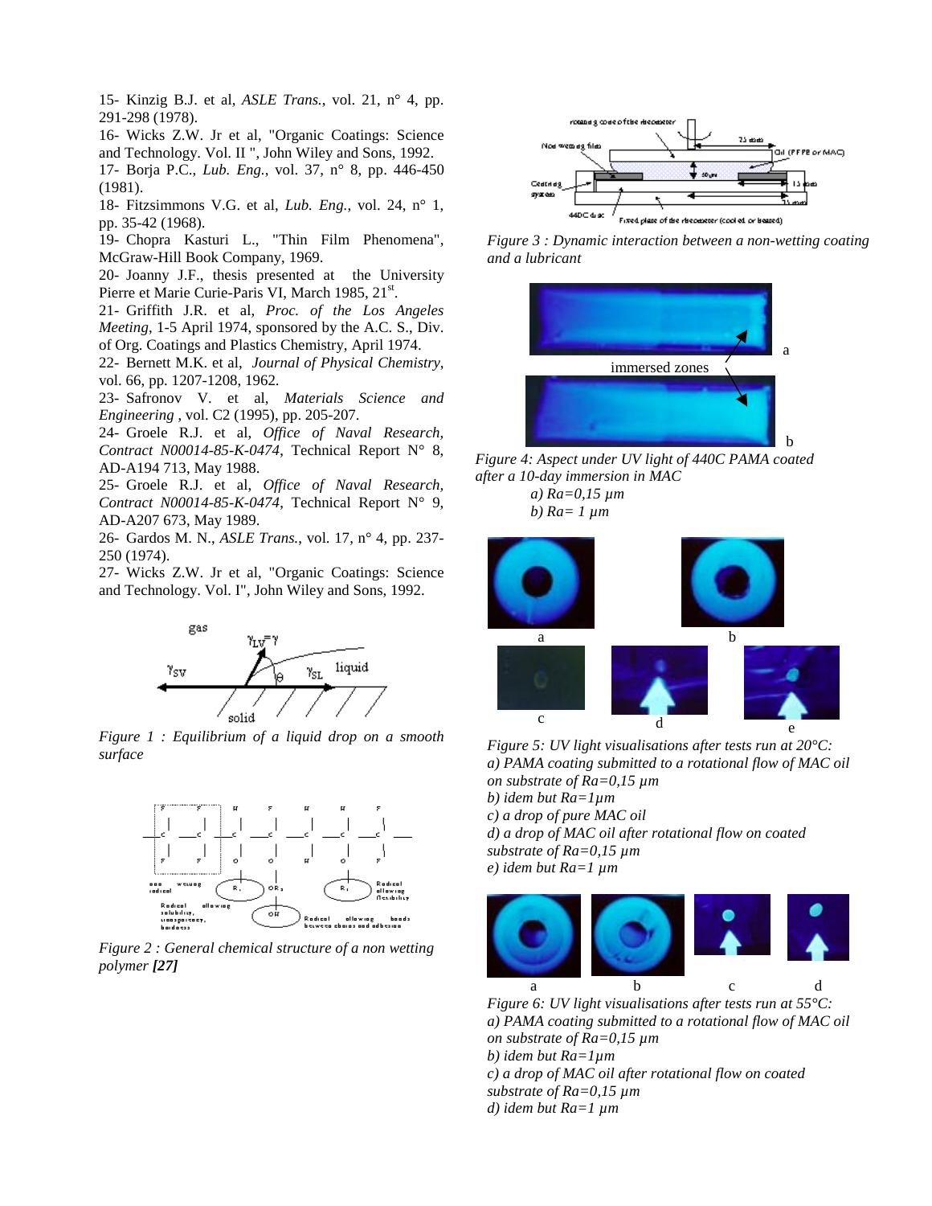15- Kinzig B.J. et al, *ASLE Trans.*, vol. 21, n° 4, pp. 291-298 (1978).

16- Wicks Z.W. Jr et al, "Organic Coatings: Science and Technology. Vol. II ", John Wiley and Sons, 1992.

17- Borja P.C., *Lub. Eng.*, vol. 37, n° 8, pp. 446-450 (1981).

18- Fitzsimmons V.G. et al, *Lub. Eng.*, vol. 24, n° 1, pp. 35-42 (1968).

19- Chopra Kasturi L., "Thin Film Phenomena", McGraw-Hill Book Company, 1969.

20- Joanny J.F., thesis presented at the University Pierre et Marie Curie-Paris VI, March 1985, 21st.

21- Griffith J.R. et al, *Proc. of the Los Angeles Meeting*, 1-5 April 1974, sponsored by the A.C. S., Div. of Org. Coatings and Plastics Chemistry, April 1974.

22- Bernett M.K. et al, *Journal of Physical Chemistry*, vol. 66, pp. 1207-1208, 1962.

23- Safronov V. et al, *Materials Science and Engineering* , vol. C2 (1995), pp. 205-207.

24- Groele R.J. et al, *Office of Naval Research, Contract N00014-85-K-0474*, Technical Report N° 8, AD-A194 713, May 1988.

25- Groele R.J. et al, *Office of Naval Research, Contract N00014-85-K-0474*, Technical Report N° 9, AD-A207 673, May 1989.

26- Gardos M. N., *ASLE Trans.*, vol. 17, n° 4, pp. 237-250 (1974).

27- Wicks Z.W. Jr et al, "Organic Coatings: Science and Technology. Vol. I", John Wiley and Sons, 1992.

*Figure 1 : Equilibrium of a liquid drop on a smooth surface*

*Figure 2 : General chemical structure of a non wetting polymer **[27]***

*Figure 3 : Dynamic interaction between a non-wetting coating and a lubricant*

*Figure 4: Aspect under UV light of 440C PAMA coated after a 10-day immersion in MAC*
*a) Ra=0,15 µm*
*b) Ra= 1 µm*

*Figure 5: UV light visualisations after tests run at 20°C:*
*a) PAMA coating submitted to a rotational flow of MAC oil on substrate of Ra=0,15 µm*
*b) idem but Ra=1µm*
*c) a drop of pure MAC oil*
*d) a drop of MAC oil after rotational flow on coated substrate of Ra=0,15 µm*
*e) idem but Ra=1 µm*

*Figure 6: UV light visualisations after tests run at 55°C:*
*a) PAMA coating submitted to a rotational flow of MAC oil on substrate of Ra=0,15 µm*
*b) idem but Ra=1µm*
*c) a drop of MAC oil after rotational flow on coated substrate of Ra=0,15 µm*
*d) idem but Ra=1 µm*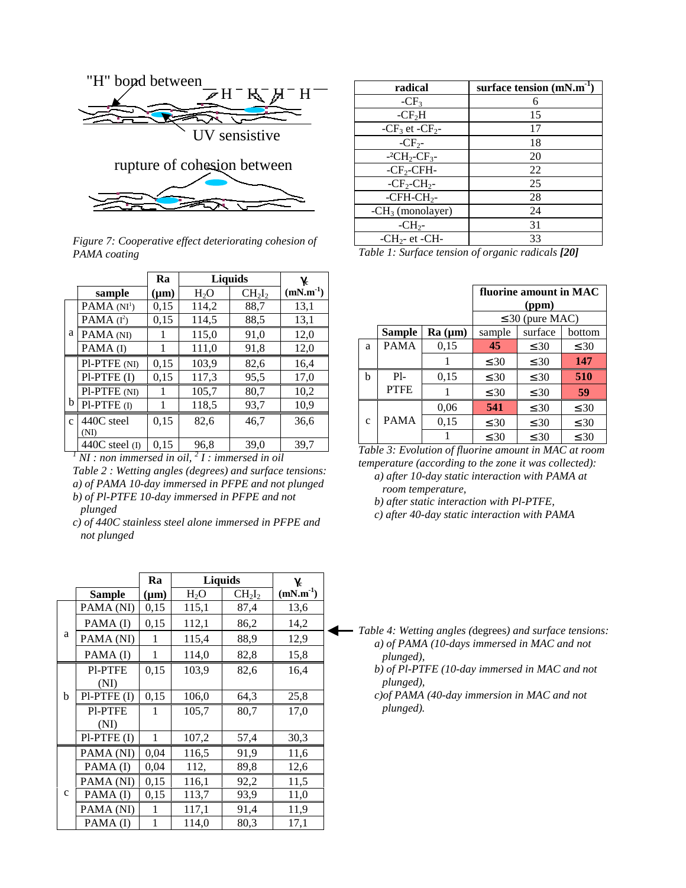"H" bond between

H H H H

UV sensitive

rupture of cohesion between

*Figure 7: Cooperative effect deteriorating cohesion of PAMA coating*

| radical | surface tension ($mN.m^{-1}$) |
|---|---|
| $-CF_3$ | 6 |
| $-CF_2H$ | 15 |
| $-CF_3$ et $-CF_2-$ | 17 |
| $-CF_2-$ | 18 |
| $-^2CH_2-CF_3-$ | 20 |
| $-CF_2-CFH-$ | 22 |
| $-CF_2-CH_2-$ | 25 |
| $-CFH-CH_2-$ | 28 |
| $-CH_3$ (monolayer) | 24 |
| $-CH_2-$ | 31 |
| $-CH_2-$ et $-CH-$ | 33 |

*Table 1: Surface tension of organic radicals* ***[20]***

| | sample | Ra (µm) | Liquids | | $\gamma_c$ ($mN.m^{-1}$) |
|---|---|---|---|---|---|
| | | | $H_2O$ | $CH_2I_2$ | |
| a | PAMA (NI[1]) | 0,15 | 114,2 | 88,7 | 13,1 |
| | PAMA (I[2]) | 0,15 | 114,5 | 88,5 | 13,1 |
| | PAMA (NI) | 1 | 115,0 | 91,0 | 12,0 |
| | PAMA (I) | 1 | 111,0 | 91,8 | 12,0 |
| b | Pl-PTFE (NI) | 0,15 | 103,9 | 82,6 | 16,4 |
| | Pl-PTFE (I) | 0,15 | 117,3 | 95,5 | 17,0 |
| | Pl-PTFE (NI) | 1 | 105,7 | 80,7 | 10,2 |
| | Pl-PTFE (I) | 1 | 118,5 | 93,7 | 10,9 |
| c | 440C steel (NI) | 0,15 | 82,6 | 46,7 | 36,6 |
| | 440C steel (I) | 0,15 | 96,8 | 39,0 | 39,7 |

[1] *NI : non immersed in oil,* [2] *I : immersed in oil*

*Table 2 : Wetting angles (degrees) and surface tensions:*
*a) of PAMA 10-day immersed in PFPE and not plunged*
*b) of Pl-PTFE 10-day immersed in PFPE and not plunged*
*c) of 440C stainless steel alone immersed in PFPE and not plunged*

| | Sample | Ra (µm) | fluorine amount in MAC (ppm) | | |
|---|---|---|---|---|---|
| | | | ≤30 (pure MAC) | | |
| | | | sample | surface | bottom |
| a | PAMA | 0,15 | **45** | ≤30 | ≤30 |
| | | 1 | ≤30 | ≤30 | **147** |
| b | Pl-PTFE | 0,15 | ≤30 | ≤30 | **510** |
| | | 1 | ≤30 | ≤30 | **59** |
| c | PAMA | 0,06 | **541** | ≤30 | ≤30 |
| | | 0,15 | ≤30 | ≤30 | ≤30 |
| | | 1 | ≤30 | ≤30 | ≤30 |

*Table 3: Evolution of fluorine amount in MAC at room temperature (according to the zone it was collected):*
*a) after 10-day static interaction with PAMA at room temperature,*
*b) after static interaction with Pl-PTFE,*
*c) after 40-day static interaction with PAMA*

| | Sample | Ra (µm) | Liquids | | $\gamma_c$ ($mN.m^{-1}$) |
|---|---|---|---|---|---|
| | | | $H_2O$ | $CH_2I_2$ | |
| a | PAMA (NI) | 0,15 | 115,1 | 87,4 | 13,6 |
| | PAMA (I) | 0,15 | 112,1 | 86,2 | 14,2 |
| | PAMA (NI) | 1 | 115,4 | 88,9 | 12,9 |
| | PAMA (I) | 1 | 114,0 | 82,8 | 15,8 |
| b | Pl-PTFE (NI) | 0,15 | 103,9 | 82,6 | 16,4 |
| | Pl-PTFE (I) | 0,15 | 106,0 | 64,3 | 25,8 |
| | Pl-PTFE (NI) | 1 | 105,7 | 80,7 | 17,0 |
| | Pl-PTFE (I) | 1 | 107,2 | 57,4 | 30,3 |
| c | PAMA (NI) | 0,04 | 116,5 | 91,9 | 11,6 |
| | PAMA (I) | 0,04 | 112, | 89,8 | 12,6 |
| | PAMA (NI) | 0,15 | 116,1 | 92,2 | 11,5 |
| | PAMA (I) | 0,15 | 113,7 | 93,9 | 11,0 |
| | PAMA (NI) | 1 | 117,1 | 91,4 | 11,9 |
| | PAMA (I) | 1 | 114,0 | 80,3 | 17,1 |

*Table 4: Wetting angles* (degrees) *and surface tensions:*
*a) of PAMA (10-days immersed in MAC and not plunged),*
*b) of Pl-PTFE (10-day immersed in MAC and not plunged),*
*c)of PAMA (40-day immersion in MAC and not plunged).*